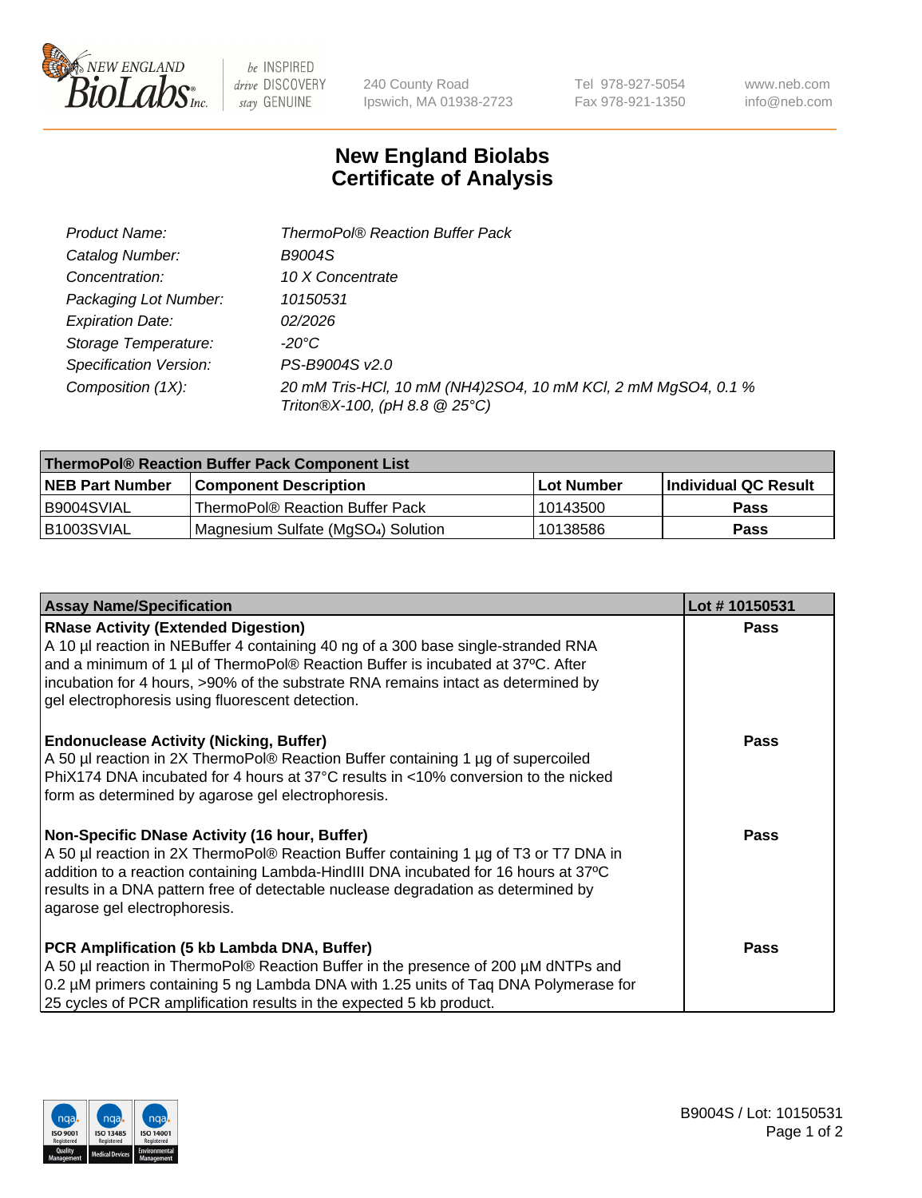New England BioLabs Inc. — be INSPIRED drive DISCOVERY stay GENUINE

240 County Road, Ipswich, MA 01938-2723 | Tel 978-927-5054 | Fax 978-921-1350 | www.neb.com | info@neb.com

# New England Biolabs Certificate of Analysis

| | |
|---|---|
| *Product Name:* | *ThermoPol® Reaction Buffer Pack* |
| *Catalog Number:* | *B9004S* |
| *Concentration:* | *10 X Concentrate* |
| *Packaging Lot Number:* | *10150531* |
| *Expiration Date:* | *02/2026* |
| *Storage Temperature:* | *-20°C* |
| *Specification Version:* | *PS-B9004S v2.0* |
| *Composition (1X):* | *20 mM Tris-HCl, 10 mM $(NH_4)_2SO_4$, 10 mM KCl, 2 mM $MgSO_4$, 0.1 % Triton®X-100, (pH 8.8 @ 25°C)* |

**ThermoPol® Reaction Buffer Pack Component List**

| NEB Part Number | Component Description | Lot Number | Individual QC Result |
|---|---|---|---|
| B9004SVIAL | ThermoPol® Reaction Buffer Pack | 10143500 | **Pass** |
| B1003SVIAL | Magnesium Sulfate ($MgSO_4$) Solution | 10138586 | **Pass** |

| Assay Name/Specification | Lot # 10150531 |
|---|---|
| **RNase Activity (Extended Digestion)**<br>A 10 µl reaction in NEBuffer 4 containing 40 ng of a 300 base single-stranded RNA and a minimum of 1 µl of ThermoPol® Reaction Buffer is incubated at 37ºC. After incubation for 4 hours, >90% of the substrate RNA remains intact as determined by gel electrophoresis using fluorescent detection. | **Pass** |
| **Endonuclease Activity (Nicking, Buffer)**<br>A 50 µl reaction in 2X ThermoPol® Reaction Buffer containing 1 µg of supercoiled PhiX174 DNA incubated for 4 hours at 37°C results in <10% conversion to the nicked form as determined by agarose gel electrophoresis. | **Pass** |
| **Non-Specific DNase Activity (16 hour, Buffer)**<br>A 50 µl reaction in 2X ThermoPol® Reaction Buffer containing 1 µg of T3 or T7 DNA in addition to a reaction containing Lambda-HindIII DNA incubated for 16 hours at 37ºC results in a DNA pattern free of detectable nuclease degradation as determined by agarose gel electrophoresis. | **Pass** |
| **PCR Amplification (5 kb Lambda DNA, Buffer)**<br>A 50 µl reaction in ThermoPol® Reaction Buffer in the presence of 200 µM dNTPs and 0.2 µM primers containing 5 ng Lambda DNA with 1.25 units of Taq DNA Polymerase for 25 cycles of PCR amplification results in the expected 5 kb product. | **Pass** |

B9004S / Lot: 10150531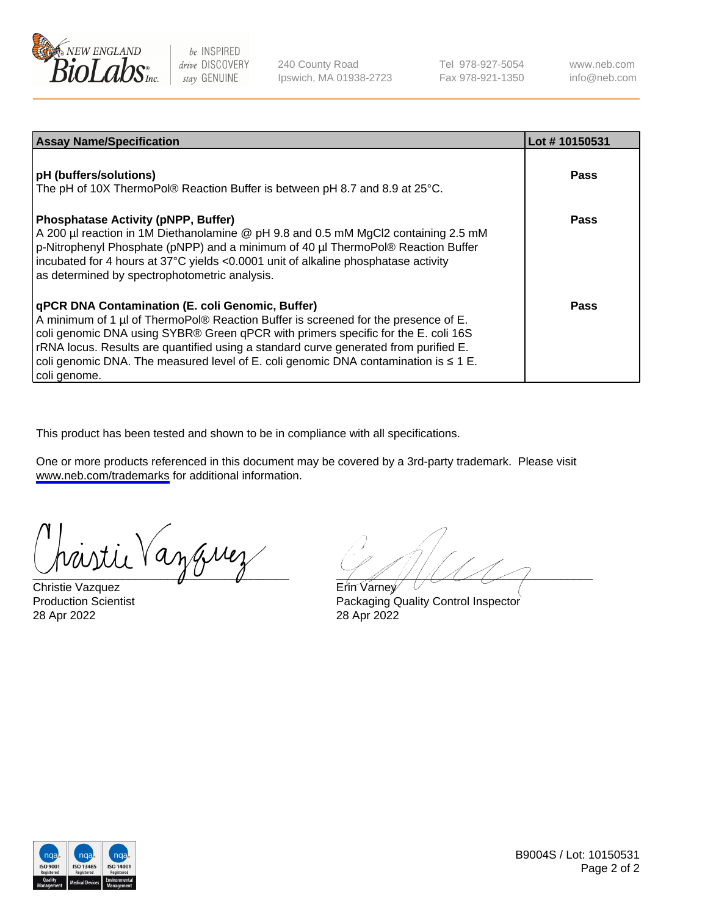| Assay Name/Specification | Lot # 10150531 |
|---|---|
| **pH (buffers/solutions)**<br>The pH of 10X ThermoPol® Reaction Buffer is between pH 8.7 and 8.9 at 25°C. | **Pass** |
| **Phosphatase Activity (pNPP, Buffer)**<br>A 200 µl reaction in 1M Diethanolamine @ pH 9.8 and 0.5 mM $MgCl_2$ containing 2.5 mM p-Nitrophenyl Phosphate (pNPP) and a minimum of 40 µl ThermoPol® Reaction Buffer incubated for 4 hours at 37°C yields <0.0001 unit of alkaline phosphatase activity as determined by spectrophotometric analysis. | **Pass** |
| **qPCR DNA Contamination (E. coli Genomic, Buffer)**<br>A minimum of 1 µl of ThermoPol® Reaction Buffer is screened for the presence of E. coli genomic DNA using SYBR® Green qPCR with primers specific for the E. coli 16S rRNA locus. Results are quantified using a standard curve generated from purified E. coli genomic DNA. The measured level of E. coli genomic DNA contamination is ≤ 1 E. coli genome. | **Pass** |

This product has been tested and shown to be in compliance with all specifications.

One or more products referenced in this document may be covered by a 3rd-party trademark. Please visit www.neb.com/trademarks for additional information.

Christie Vazquez
Production Scientist
28 Apr 2022

Erin Varney
Packaging Quality Control Inspector
28 Apr 2022

B9004S / Lot: 10150531